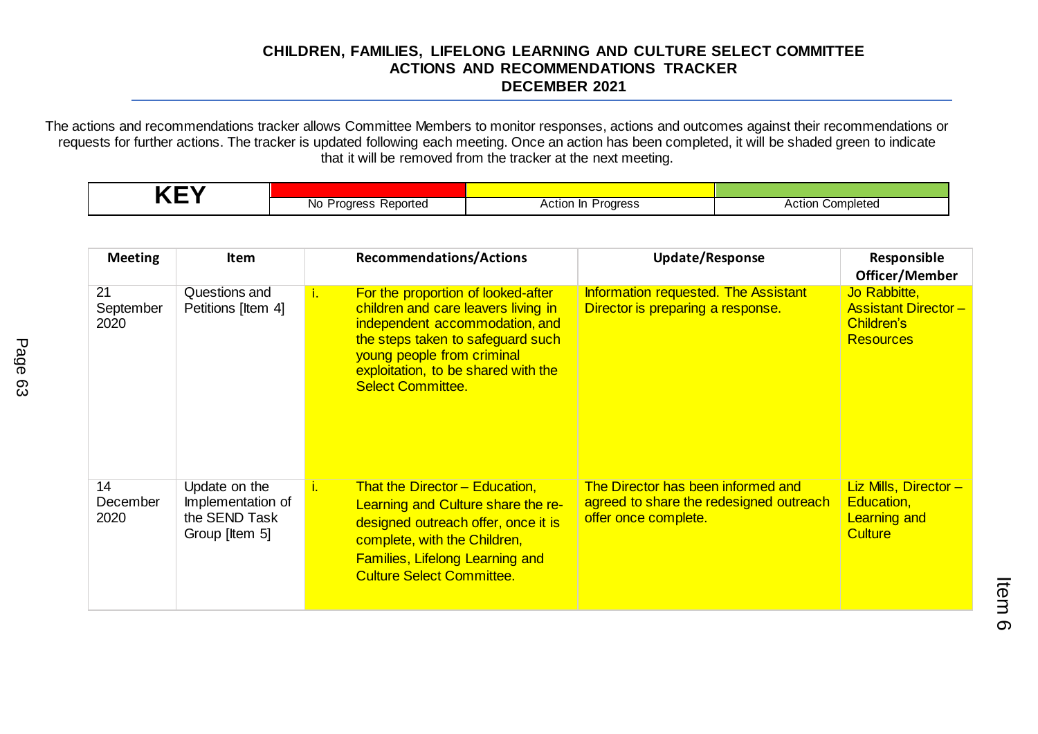# CHILDREN, FAMILIES, LIFELONG LEARNING AND CULTURE SELECT COMMITTEE
## ACTIONS AND RECOMMENDATIONS TRACKER
## DECEMBER 2021

The actions and recommendations tracker allows Committee Members to monitor responses, actions and outcomes against their recommendations or requests for further actions. The tracker is updated following each meeting. Once an action has been completed, it will be shaded green to indicate that it will be removed from the tracker at the next meeting.

| KEY | | | |
|---|---|---|---|
| | No Progress Reported | Action In Progress | Action Completed |

| Meeting | Item | Recommendations/Actions | Update/Response | Responsible Officer/Member |
|---|---|---|---|---|
| 21 September 2020 | Questions and Petitions [Item 4] | i. For the proportion of looked-after children and care leavers living in independent accommodation, and the steps taken to safeguard such young people from criminal exploitation, to be shared with the Select Committee. | Information requested. The Assistant Director is preparing a response. | Jo Rabbitte, Assistant Director – Children's Resources |
| 14 December 2020 | Update on the Implementation of the SEND Task Group [Item 5] | i. That the Director – Education, Learning and Culture share the re-designed outreach offer, once it is complete, with the Children, Families, Lifelong Learning and Culture Select Committee. | The Director has been informed and agreed to share the redesigned outreach offer once complete. | Liz Mills, Director – Education, Learning and Culture |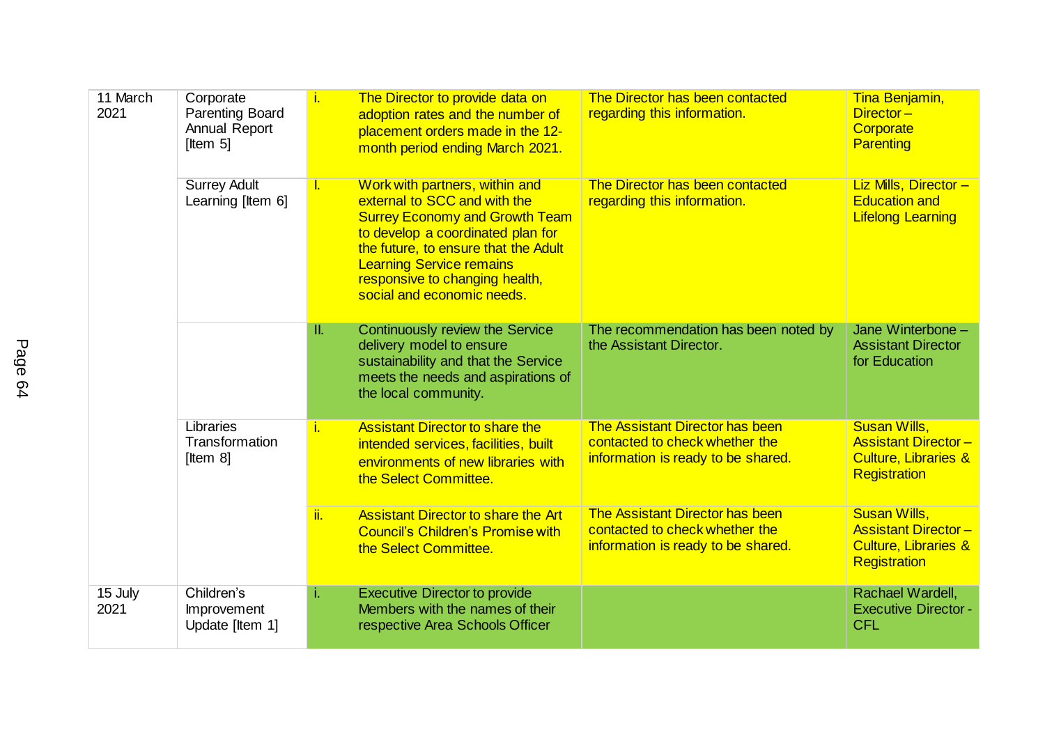| | | | | | |
|---|---|---|---|---|---|
| 11 March 2021 | Corporate Parenting Board Annual Report [Item 5] | i. | The Director to provide data on adoption rates and the number of placement orders made in the 12-month period ending March 2021. | The Director has been contacted regarding this information. | Tina Benjamin, Director – Corporate Parenting |
| | Surrey Adult Learning [Item 6] | I. | Work with partners, within and external to SCC and with the Surrey Economy and Growth Team to develop a coordinated plan for the future, to ensure that the Adult Learning Service remains responsive to changing health, social and economic needs. | The Director has been contacted regarding this information. | Liz Mills, Director – Education and Lifelong Learning |
| | | II. | Continuously review the Service delivery model to ensure sustainability and that the Service meets the needs and aspirations of the local community. | The recommendation has been noted by the Assistant Director. | Jane Winterbone – Assistant Director for Education |
| | Libraries Transformation [Item 8] | i. | Assistant Director to share the intended services, facilities, built environments of new libraries with the Select Committee. | The Assistant Director has been contacted to check whether the information is ready to be shared. | Susan Wills, Assistant Director – Culture, Libraries & Registration |
| | | ii. | Assistant Director to share the Art Council's Children's Promise with the Select Committee. | The Assistant Director has been contacted to check whether the information is ready to be shared. | Susan Wills, Assistant Director – Culture, Libraries & Registration |
| 15 July 2021 | Children's Improvement Update [Item 1] | i. | Executive Director to provide Members with the names of their respective Area Schools Officer | | Rachael Wardell, Executive Director - CFL |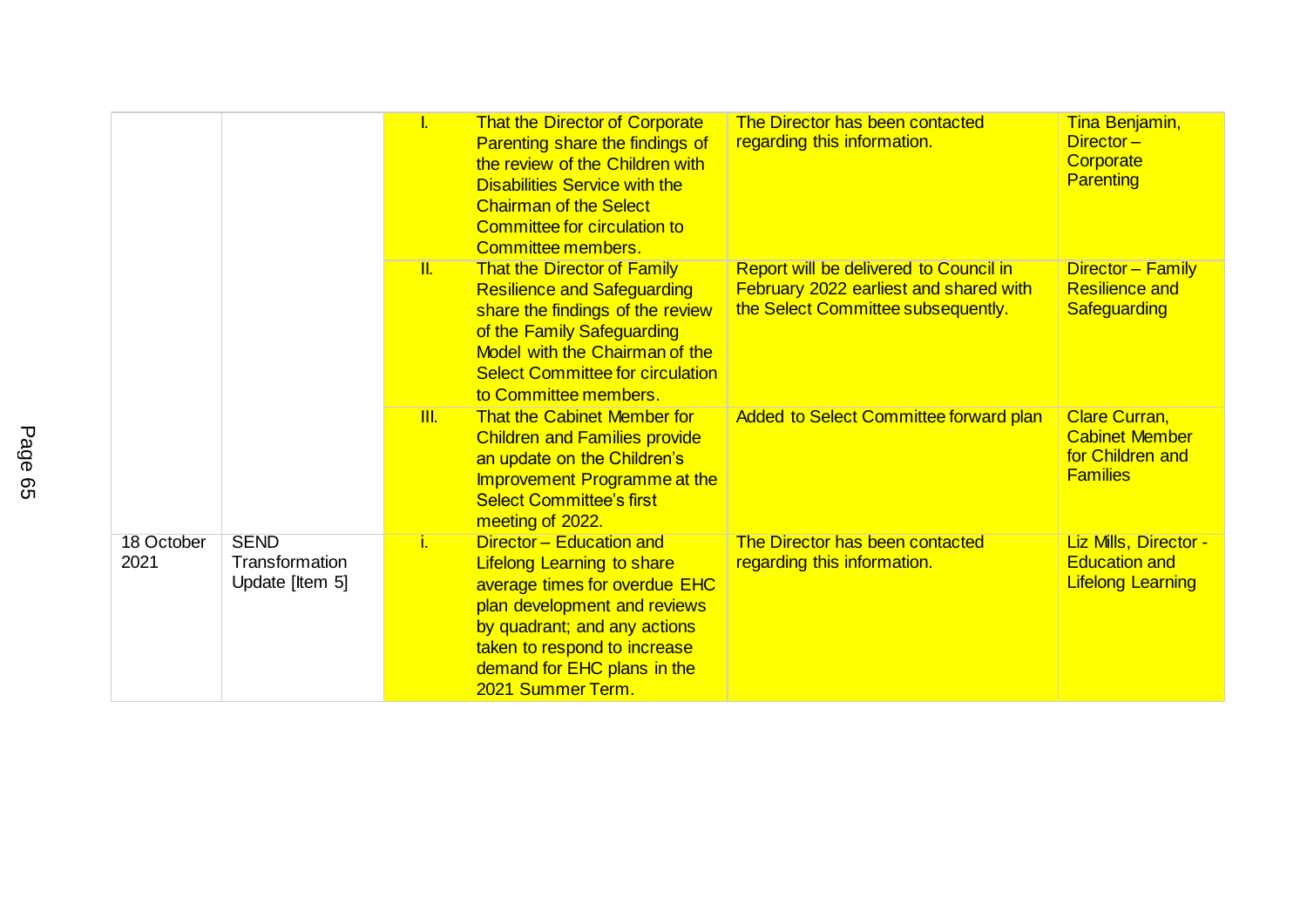| | | | | | |
|---|---|---|---|---|---|
| | | I. | That the Director of Corporate Parenting share the findings of the review of the Children with Disabilities Service with the Chairman of the Select Committee for circulation to Committee members. | The Director has been contacted regarding this information. | Tina Benjamin, Director – Corporate Parenting |
| | | II. | That the Director of Family Resilience and Safeguarding share the findings of the review of the Family Safeguarding Model with the Chairman of the Select Committee for circulation to Committee members. | Report will be delivered to Council in February 2022 earliest and shared with the Select Committee subsequently. | Director – Family Resilience and Safeguarding |
| | | III. | That the Cabinet Member for Children and Families provide an update on the Children's Improvement Programme at the Select Committee's first meeting of 2022. | Added to Select Committee forward plan | Clare Curran, Cabinet Member for Children and Families |
| 18 October 2021 | SEND Transformation Update [Item 5] | i. | Director – Education and Lifelong Learning to share average times for overdue EHC plan development and reviews by quadrant; and any actions taken to respond to increase demand for EHC plans in the 2021 Summer Term. | The Director has been contacted regarding this information. | Liz Mills, Director - Education and Lifelong Learning |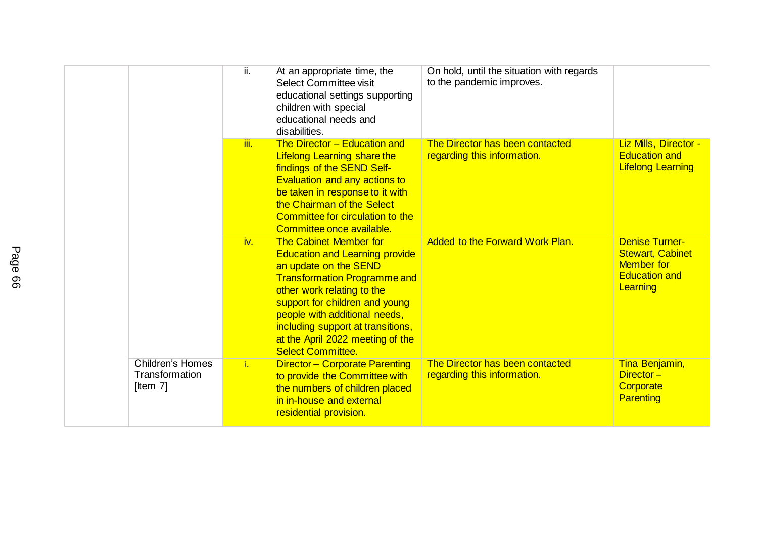| | | | | | |
|---|---|---|---|---|---|
| | | ii. | At an appropriate time, the Select Committee visit educational settings supporting children with special educational needs and disabilities. | On hold, until the situation with regards to the pandemic improves. | |
| | | iii. | The Director – Education and Lifelong Learning share the findings of the SEND Self-Evaluation and any actions to be taken in response to it with the Chairman of the Select Committee for circulation to the Committee once available. | The Director has been contacted regarding this information. | Liz Mills, Director - Education and Lifelong Learning |
| | | iv. | The Cabinet Member for Education and Learning provide an update on the SEND Transformation Programme and other work relating to the support for children and young people with additional needs, including support at transitions, at the April 2022 meeting of the Select Committee. | Added to the Forward Work Plan. | Denise Turner-Stewart, Cabinet Member for Education and Learning |
| | Children's Homes Transformation [Item 7] | i. | Director – Corporate Parenting to provide the Committee with the numbers of children placed in in-house and external residential provision. | The Director has been contacted regarding this information. | Tina Benjamin, Director – Corporate Parenting |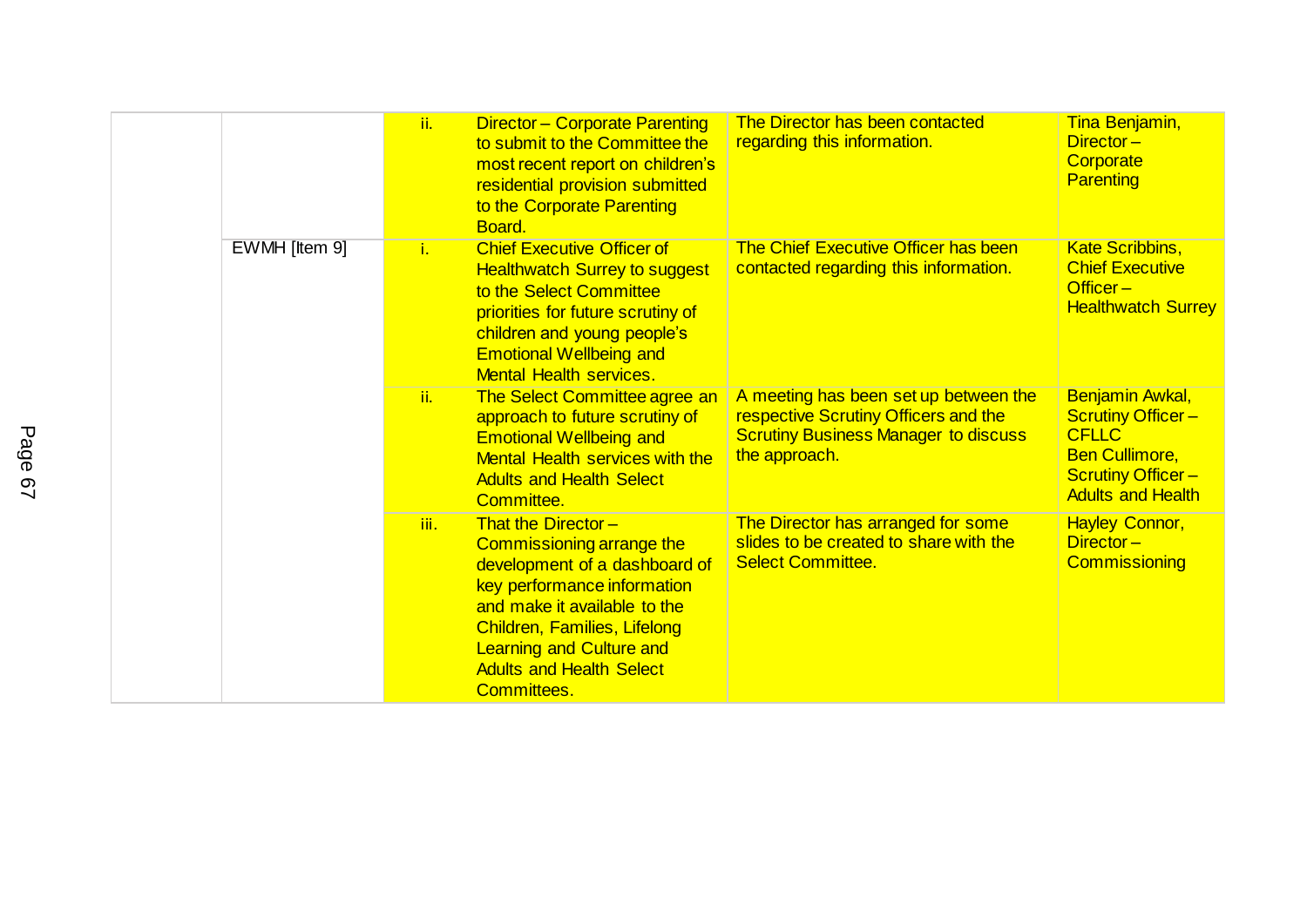| | | | | | |
|---|---|---|---|---|---|
| | | ii. | Director – Corporate Parenting to submit to the Committee the most recent report on children's residential provision submitted to the Corporate Parenting Board. | The Director has been contacted regarding this information. | Tina Benjamin, Director – Corporate Parenting |
| | EWMH [Item 9] | i. | Chief Executive Officer of Healthwatch Surrey to suggest to the Select Committee priorities for future scrutiny of children and young people's Emotional Wellbeing and Mental Health services. | The Chief Executive Officer has been contacted regarding this information. | Kate Scribbins, Chief Executive Officer – Healthwatch Surrey |
| | | ii. | The Select Committee agree an approach to future scrutiny of Emotional Wellbeing and Mental Health services with the Adults and Health Select Committee. | A meeting has been set up between the respective Scrutiny Officers and the Scrutiny Business Manager to discuss the approach. | Benjamin Awkal, Scrutiny Officer – CFLLC<br>Ben Cullimore, Scrutiny Officer – Adults and Health |
| | | iii. | That the Director – Commissioning arrange the development of a dashboard of key performance information and make it available to the Children, Families, Lifelong Learning and Culture and Adults and Health Select Committees. | The Director has arranged for some slides to be created to share with the Select Committee. | Hayley Connor, Director – Commissioning |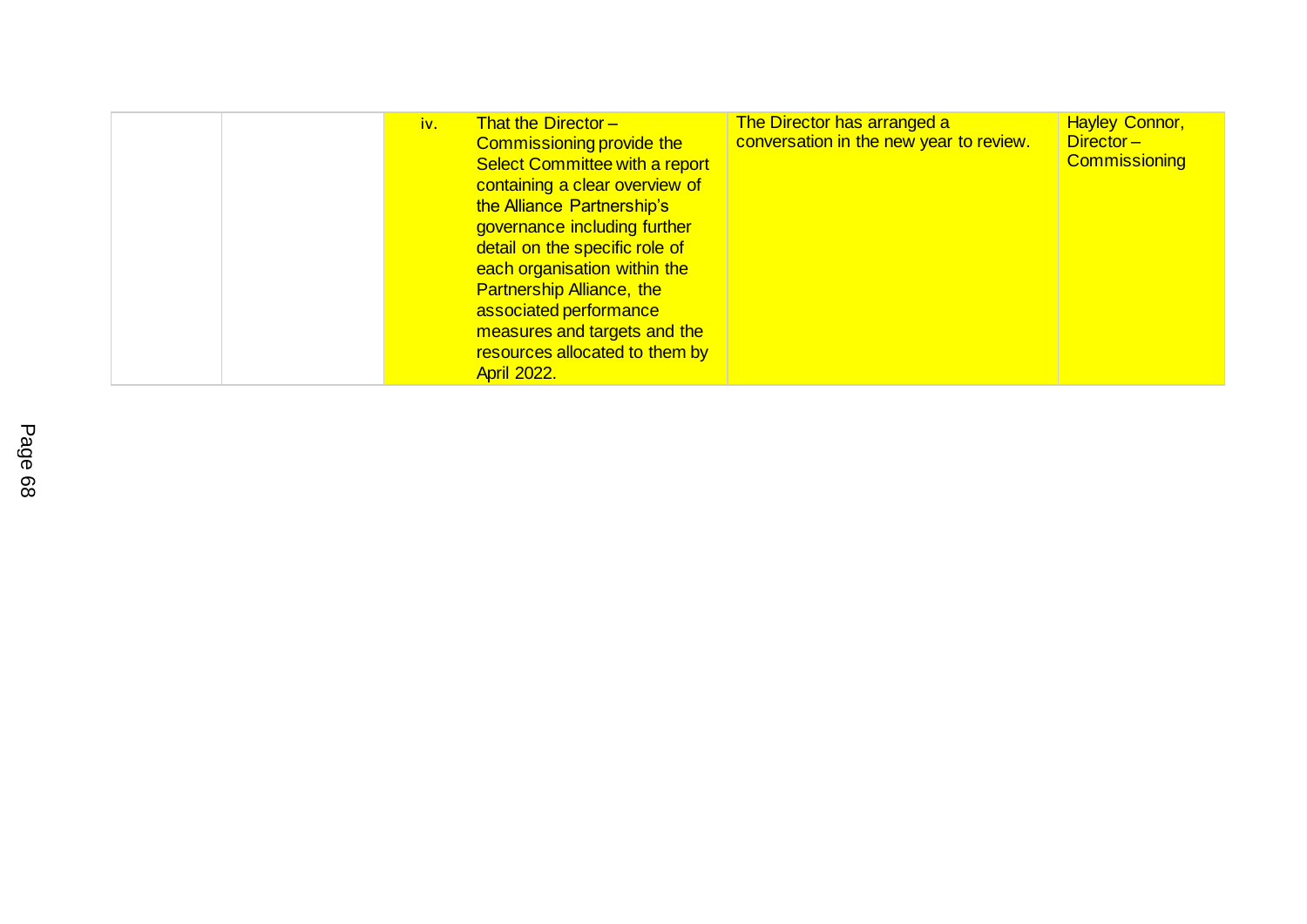| | | | | | |
|---|---|---|---|---|---|
| | | iv. | That the Director – Commissioning provide the Select Committee with a report containing a clear overview of the Alliance Partnership's governance including further detail on the specific role of each organisation within the Partnership Alliance, the associated performance measures and targets and the resources allocated to them by April 2022. | The Director has arranged a conversation in the new year to review. | Hayley Connor, Director – Commissioning |